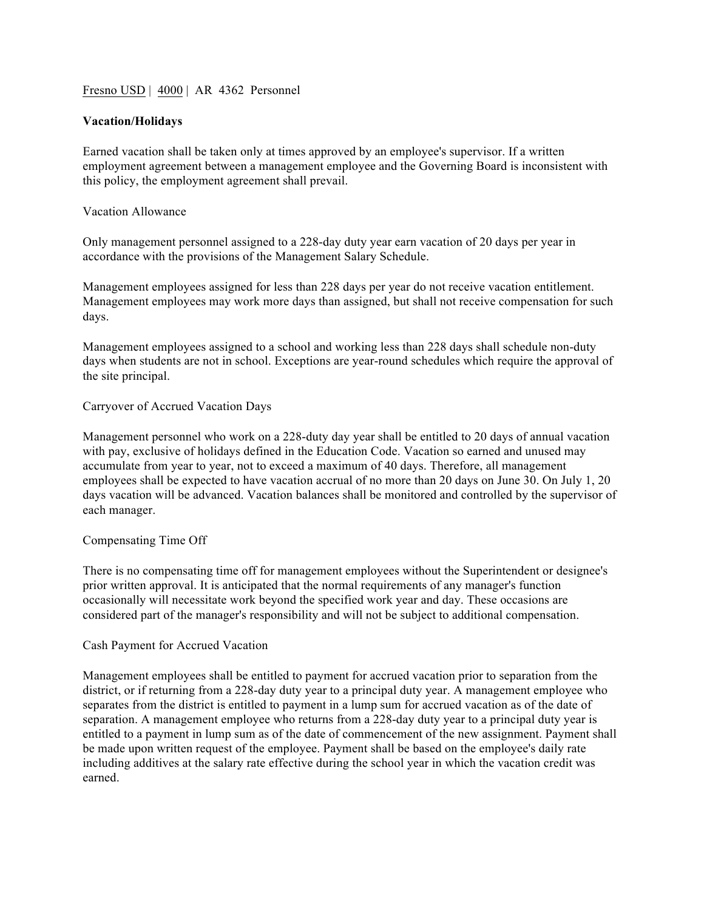Fresno USD | 4000 | AR 4362 Personnel

# Vacation/Holidays

Earned vacation shall be taken only at times approved by an employee's supervisor. If a written employment agreement between a management employee and the Governing Board is inconsistent with this policy, the employment agreement shall prevail.

## Vacation Allowance

Only management personnel assigned to a 228-day duty year earn vacation of 20 days per year in accordance with the provisions of the Management Salary Schedule.

Management employees assigned for less than 228 days per year do not receive vacation entitlement. Management employees may work more days than assigned, but shall not receive compensation for such days.

Management employees assigned to a school and working less than 228 days shall schedule non-duty days when students are not in school. Exceptions are year-round schedules which require the approval of the site principal.

## Carryover of Accrued Vacation Days

Management personnel who work on a 228-duty day year shall be entitled to 20 days of annual vacation with pay, exclusive of holidays defined in the Education Code. Vacation so earned and unused may accumulate from year to year, not to exceed a maximum of 40 days. Therefore, all management employees shall be expected to have vacation accrual of no more than 20 days on June 30. On July 1, 20 days vacation will be advanced. Vacation balances shall be monitored and controlled by the supervisor of each manager.

## Compensating Time Off

There is no compensating time off for management employees without the Superintendent or designee's prior written approval. It is anticipated that the normal requirements of any manager's function occasionally will necessitate work beyond the specified work year and day. These occasions are considered part of the manager's responsibility and will not be subject to additional compensation.

## Cash Payment for Accrued Vacation

Management employees shall be entitled to payment for accrued vacation prior to separation from the district, or if returning from a 228-day duty year to a principal duty year. A management employee who separates from the district is entitled to payment in a lump sum for accrued vacation as of the date of separation. A management employee who returns from a 228-day duty year to a principal duty year is entitled to a payment in lump sum as of the date of commencement of the new assignment. Payment shall be made upon written request of the employee. Payment shall be based on the employee's daily rate including additives at the salary rate effective during the school year in which the vacation credit was earned.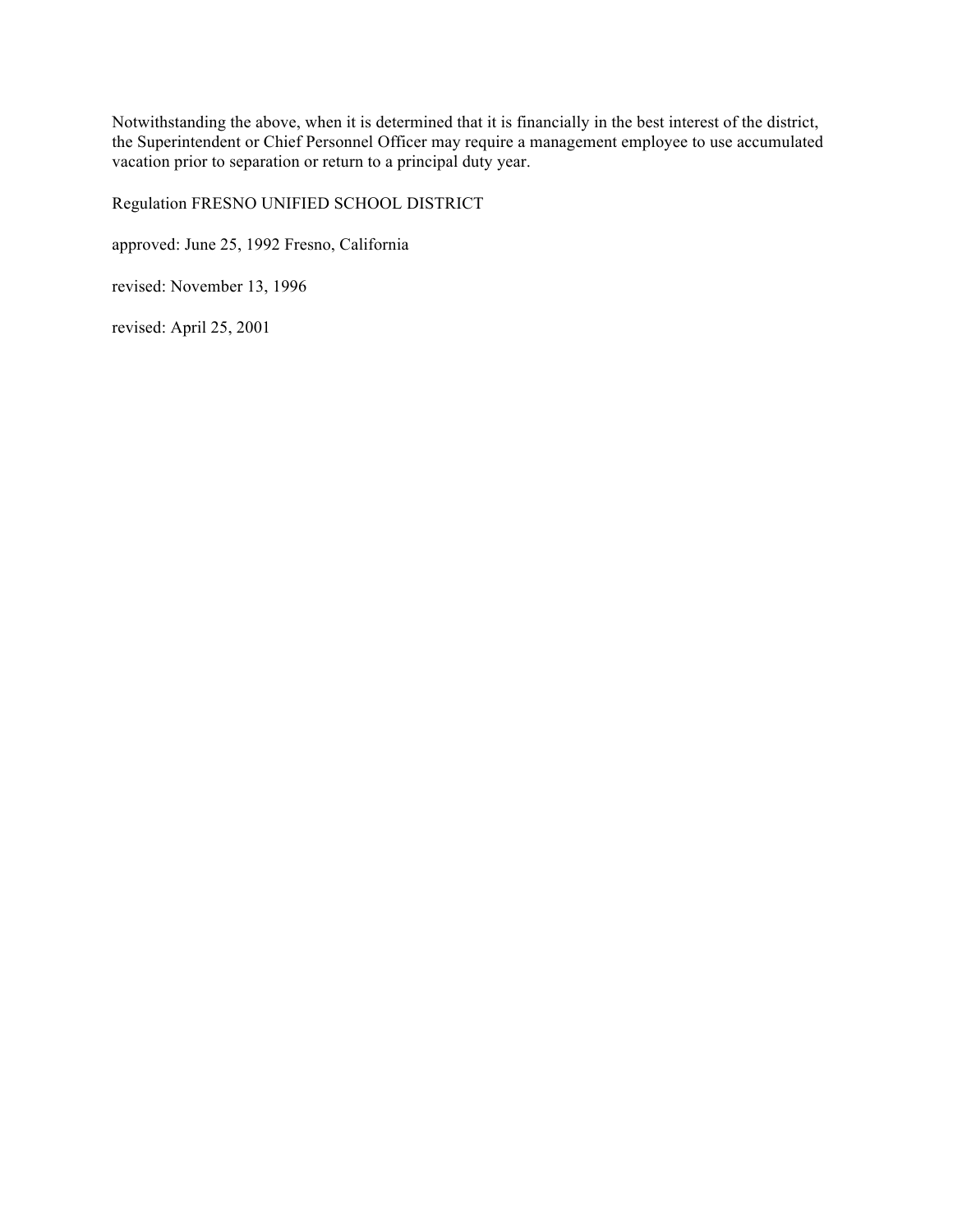Notwithstanding the above, when it is determined that it is financially in the best interest of the district, the Superintendent or Chief Personnel Officer may require a management employee to use accumulated vacation prior to separation or return to a principal duty year.

Regulation FRESNO UNIFIED SCHOOL DISTRICT

approved: June 25, 1992 Fresno, California

revised: November 13, 1996

revised: April 25, 2001